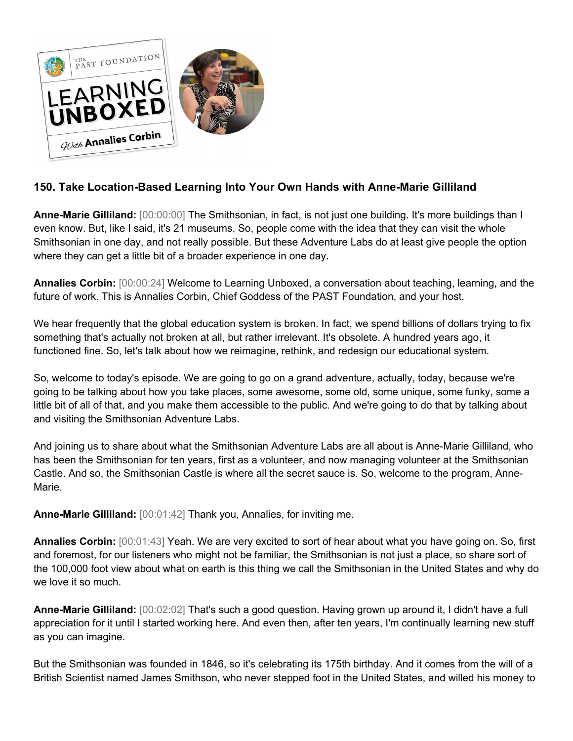## 150. Take Location-Based Learning Into Your Own Hands with Anne-Marie Gilliland

**Anne-Marie Gilliland:** [00:00:00] The Smithsonian, in fact, is not just one building. It's more buildings than I even know. But, like I said, it's 21 museums. So, people come with the idea that they can visit the whole Smithsonian in one day, and not really possible. But these Adventure Labs do at least give people the option where they can get a little bit of a broader experience in one day.

**Annalies Corbin:** [00:00:24] Welcome to Learning Unboxed, a conversation about teaching, learning, and the future of work. This is Annalies Corbin, Chief Goddess of the PAST Foundation, and your host.

We hear frequently that the global education system is broken. In fact, we spend billions of dollars trying to fix something that's actually not broken at all, but rather irrelevant. It's obsolete. A hundred years ago, it functioned fine. So, let's talk about how we reimagine, rethink, and redesign our educational system.

So, welcome to today's episode. We are going to go on a grand adventure, actually, today, because we're going to be talking about how you take places, some awesome, some old, some unique, some funky, some a little bit of all of that, and you make them accessible to the public. And we're going to do that by talking about and visiting the Smithsonian Adventure Labs.

And joining us to share about what the Smithsonian Adventure Labs are all about is Anne-Marie Gilliland, who has been the Smithsonian for ten years, first as a volunteer, and now managing volunteer at the Smithsonian Castle. And so, the Smithsonian Castle is where all the secret sauce is. So, welcome to the program, Anne-Marie.

**Anne-Marie Gilliland:** [00:01:42] Thank you, Annalies, for inviting me.

**Annalies Corbin:** [00:01:43] Yeah. We are very excited to sort of hear about what you have going on. So, first and foremost, for our listeners who might not be familiar, the Smithsonian is not just a place, so share sort of the 100,000 foot view about what on earth is this thing we call the Smithsonian in the United States and why do we love it so much.

**Anne-Marie Gilliland:** [00:02:02] That's such a good question. Having grown up around it, I didn't have a full appreciation for it until I started working here. And even then, after ten years, I'm continually learning new stuff as you can imagine.

But the Smithsonian was founded in 1846, so it's celebrating its 175th birthday. And it comes from the will of a British Scientist named James Smithson, who never stepped foot in the United States, and willed his money to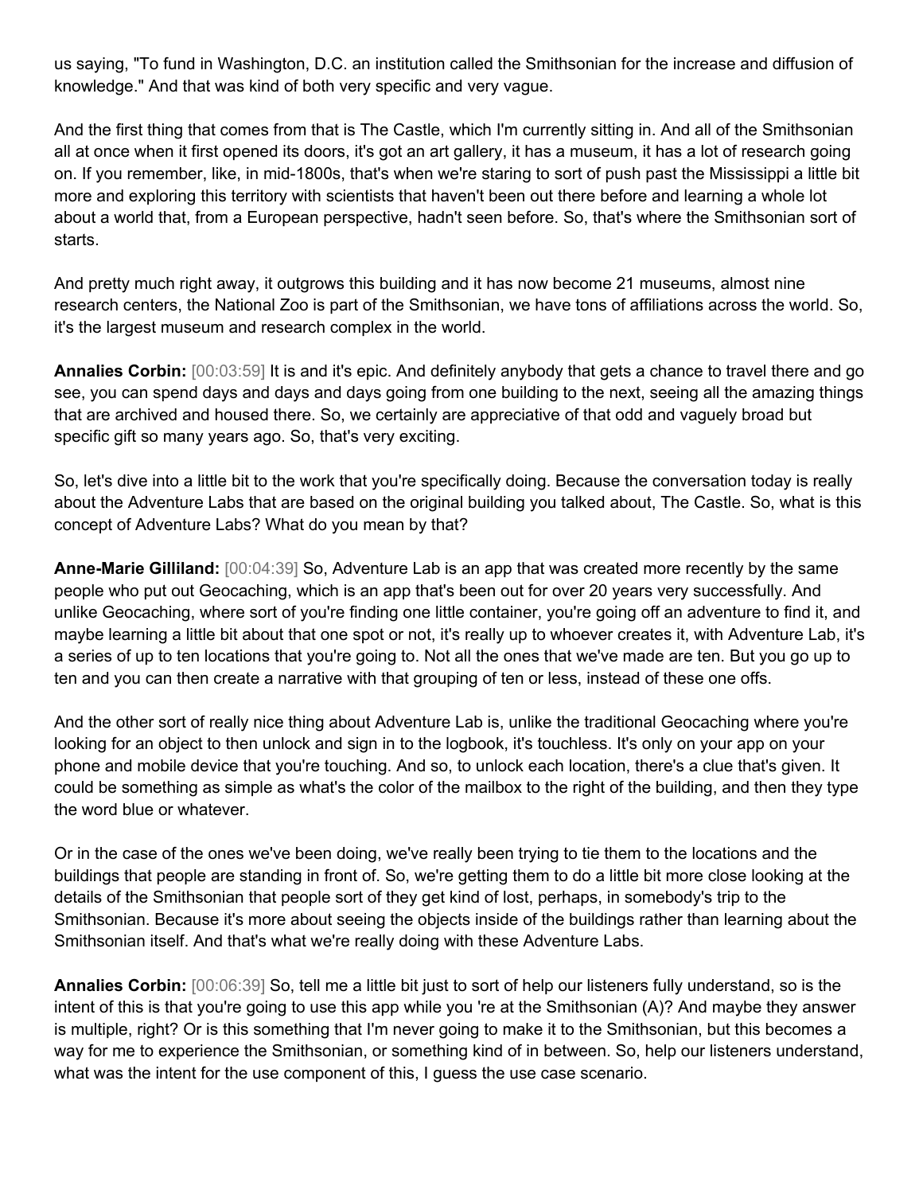us saying, "To fund in Washington, D.C. an institution called the Smithsonian for the increase and diffusion of knowledge." And that was kind of both very specific and very vague.

And the first thing that comes from that is The Castle, which I'm currently sitting in. And all of the Smithsonian all at once when it first opened its doors, it's got an art gallery, it has a museum, it has a lot of research going on. If you remember, like, in mid-1800s, that's when we're staring to sort of push past the Mississippi a little bit more and exploring this territory with scientists that haven't been out there before and learning a whole lot about a world that, from a European perspective, hadn't seen before. So, that's where the Smithsonian sort of starts.

And pretty much right away, it outgrows this building and it has now become 21 museums, almost nine research centers, the National Zoo is part of the Smithsonian, we have tons of affiliations across the world. So, it's the largest museum and research complex in the world.

**Annalies Corbin:** [00:03:59] It is and it's epic. And definitely anybody that gets a chance to travel there and go see, you can spend days and days and days going from one building to the next, seeing all the amazing things that are archived and housed there. So, we certainly are appreciative of that odd and vaguely broad but specific gift so many years ago. So, that's very exciting.

So, let's dive into a little bit to the work that you're specifically doing. Because the conversation today is really about the Adventure Labs that are based on the original building you talked about, The Castle. So, what is this concept of Adventure Labs? What do you mean by that?

**Anne-Marie Gilliland:** [00:04:39] So, Adventure Lab is an app that was created more recently by the same people who put out Geocaching, which is an app that's been out for over 20 years very successfully. And unlike Geocaching, where sort of you're finding one little container, you're going off an adventure to find it, and maybe learning a little bit about that one spot or not, it's really up to whoever creates it, with Adventure Lab, it's a series of up to ten locations that you're going to. Not all the ones that we've made are ten. But you go up to ten and you can then create a narrative with that grouping of ten or less, instead of these one offs.

And the other sort of really nice thing about Adventure Lab is, unlike the traditional Geocaching where you're looking for an object to then unlock and sign in to the logbook, it's touchless. It's only on your app on your phone and mobile device that you're touching. And so, to unlock each location, there's a clue that's given. It could be something as simple as what's the color of the mailbox to the right of the building, and then they type the word blue or whatever.

Or in the case of the ones we've been doing, we've really been trying to tie them to the locations and the buildings that people are standing in front of. So, we're getting them to do a little bit more close looking at the details of the Smithsonian that people sort of they get kind of lost, perhaps, in somebody's trip to the Smithsonian. Because it's more about seeing the objects inside of the buildings rather than learning about the Smithsonian itself. And that's what we're really doing with these Adventure Labs.

**Annalies Corbin:** [00:06:39] So, tell me a little bit just to sort of help our listeners fully understand, so is the intent of this is that you're going to use this app while you 're at the Smithsonian (A)? And maybe they answer is multiple, right? Or is this something that I'm never going to make it to the Smithsonian, but this becomes a way for me to experience the Smithsonian, or something kind of in between. So, help our listeners understand, what was the intent for the use component of this, I guess the use case scenario.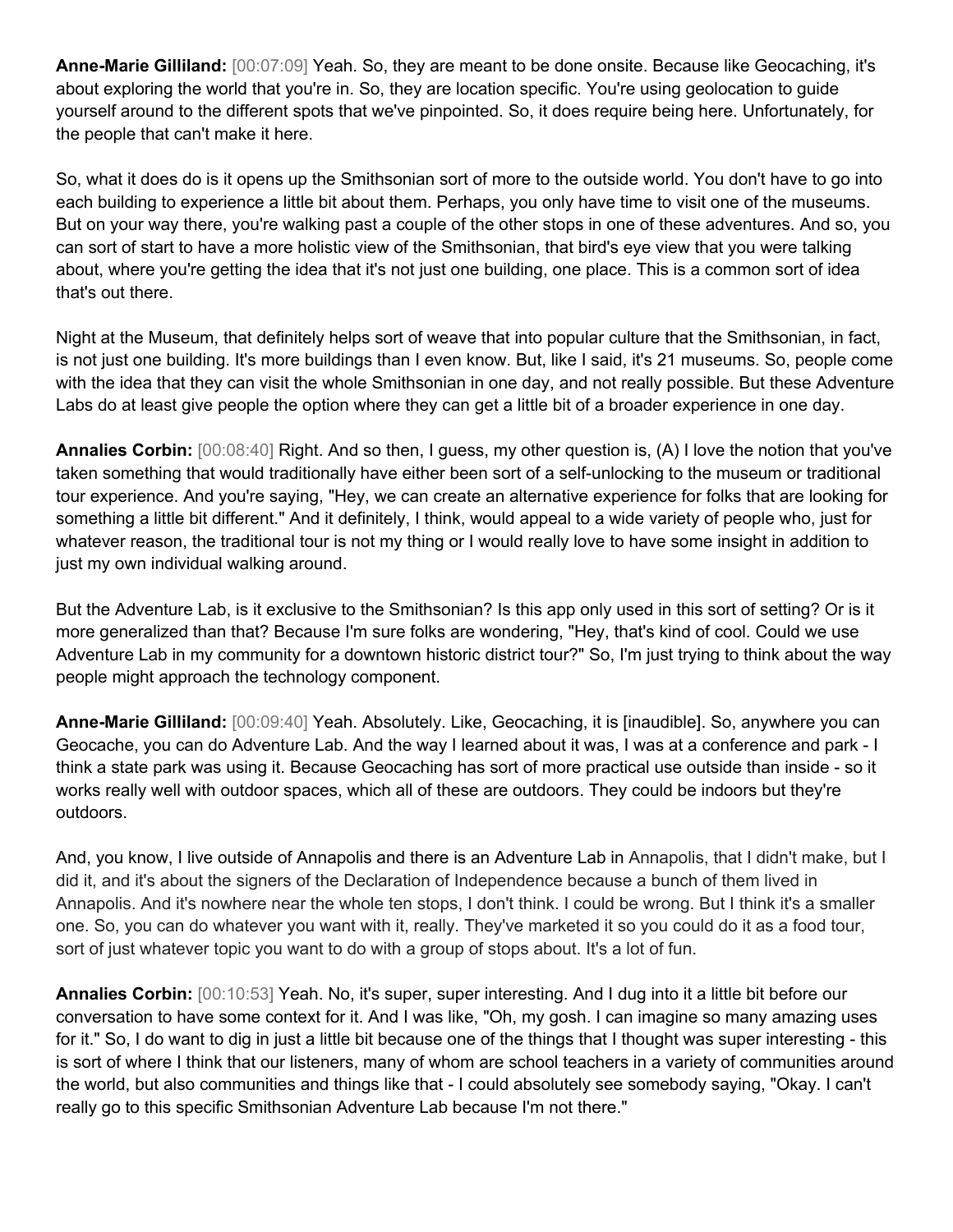**Anne-Marie Gilliland:** [00:07:09] Yeah. So, they are meant to be done onsite. Because like Geocaching, it's about exploring the world that you're in. So, they are location specific. You're using geolocation to guide yourself around to the different spots that we've pinpointed. So, it does require being here. Unfortunately, for the people that can't make it here.

So, what it does do is it opens up the Smithsonian sort of more to the outside world. You don't have to go into each building to experience a little bit about them. Perhaps, you only have time to visit one of the museums. But on your way there, you're walking past a couple of the other stops in one of these adventures. And so, you can sort of start to have a more holistic view of the Smithsonian, that bird's eye view that you were talking about, where you're getting the idea that it's not just one building, one place. This is a common sort of idea that's out there.

Night at the Museum, that definitely helps sort of weave that into popular culture that the Smithsonian, in fact, is not just one building. It's more buildings than I even know. But, like I said, it's 21 museums. So, people come with the idea that they can visit the whole Smithsonian in one day, and not really possible. But these Adventure Labs do at least give people the option where they can get a little bit of a broader experience in one day.

**Annalies Corbin:** [00:08:40] Right. And so then, I guess, my other question is, (A) I love the notion that you've taken something that would traditionally have either been sort of a self-unlocking to the museum or traditional tour experience. And you're saying, "Hey, we can create an alternative experience for folks that are looking for something a little bit different." And it definitely, I think, would appeal to a wide variety of people who, just for whatever reason, the traditional tour is not my thing or I would really love to have some insight in addition to just my own individual walking around.

But the Adventure Lab, is it exclusive to the Smithsonian? Is this app only used in this sort of setting? Or is it more generalized than that? Because I'm sure folks are wondering, "Hey, that's kind of cool. Could we use Adventure Lab in my community for a downtown historic district tour?" So, I'm just trying to think about the way people might approach the technology component.

**Anne-Marie Gilliland:** [00:09:40] Yeah. Absolutely. Like, Geocaching, it is [inaudible]. So, anywhere you can Geocache, you can do Adventure Lab. And the way I learned about it was, I was at a conference and park - I think a state park was using it. Because Geocaching has sort of more practical use outside than inside - so it works really well with outdoor spaces, which all of these are outdoors. They could be indoors but they're outdoors.

And, you know, I live outside of Annapolis and there is an Adventure Lab in Annapolis, that I didn't make, but I did it, and it's about the signers of the Declaration of Independence because a bunch of them lived in Annapolis. And it's nowhere near the whole ten stops, I don't think. I could be wrong. But I think it's a smaller one. So, you can do whatever you want with it, really. They've marketed it so you could do it as a food tour, sort of just whatever topic you want to do with a group of stops about. It's a lot of fun.

**Annalies Corbin:** [00:10:53] Yeah. No, it's super, super interesting. And I dug into it a little bit before our conversation to have some context for it. And I was like, "Oh, my gosh. I can imagine so many amazing uses for it." So, I do want to dig in just a little bit because one of the things that I thought was super interesting - this is sort of where I think that our listeners, many of whom are school teachers in a variety of communities around the world, but also communities and things like that - I could absolutely see somebody saying, "Okay. I can't really go to this specific Smithsonian Adventure Lab because I'm not there."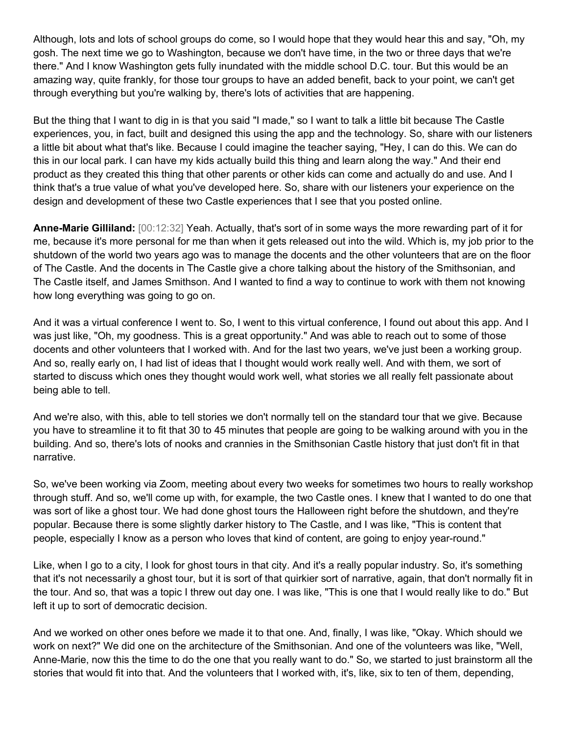Although, lots and lots of school groups do come, so I would hope that they would hear this and say, "Oh, my gosh. The next time we go to Washington, because we don't have time, in the two or three days that we're there." And I know Washington gets fully inundated with the middle school D.C. tour. But this would be an amazing way, quite frankly, for those tour groups to have an added benefit, back to your point, we can't get through everything but you're walking by, there's lots of activities that are happening.

But the thing that I want to dig in is that you said "I made," so I want to talk a little bit because The Castle experiences, you, in fact, built and designed this using the app and the technology. So, share with our listeners a little bit about what that's like. Because I could imagine the teacher saying, "Hey, I can do this. We can do this in our local park. I can have my kids actually build this thing and learn along the way." And their end product as they created this thing that other parents or other kids can come and actually do and use. And I think that's a true value of what you've developed here. So, share with our listeners your experience on the design and development of these two Castle experiences that I see that you posted online.

**Anne-Marie Gilliland:** [00:12:32] Yeah. Actually, that's sort of in some ways the more rewarding part of it for me, because it's more personal for me than when it gets released out into the wild. Which is, my job prior to the shutdown of the world two years ago was to manage the docents and the other volunteers that are on the floor of The Castle. And the docents in The Castle give a chore talking about the history of the Smithsonian, and The Castle itself, and James Smithson. And I wanted to find a way to continue to work with them not knowing how long everything was going to go on.

And it was a virtual conference I went to. So, I went to this virtual conference, I found out about this app. And I was just like, "Oh, my goodness. This is a great opportunity." And was able to reach out to some of those docents and other volunteers that I worked with. And for the last two years, we've just been a working group. And so, really early on, I had list of ideas that I thought would work really well. And with them, we sort of started to discuss which ones they thought would work well, what stories we all really felt passionate about being able to tell.

And we're also, with this, able to tell stories we don't normally tell on the standard tour that we give. Because you have to streamline it to fit that 30 to 45 minutes that people are going to be walking around with you in the building. And so, there's lots of nooks and crannies in the Smithsonian Castle history that just don't fit in that narrative.

So, we've been working via Zoom, meeting about every two weeks for sometimes two hours to really workshop through stuff. And so, we'll come up with, for example, the two Castle ones. I knew that I wanted to do one that was sort of like a ghost tour. We had done ghost tours the Halloween right before the shutdown, and they're popular. Because there is some slightly darker history to The Castle, and I was like, "This is content that people, especially I know as a person who loves that kind of content, are going to enjoy year-round."

Like, when I go to a city, I look for ghost tours in that city. And it's a really popular industry. So, it's something that it's not necessarily a ghost tour, but it is sort of that quirkier sort of narrative, again, that don't normally fit in the tour. And so, that was a topic I threw out day one. I was like, "This is one that I would really like to do." But left it up to sort of democratic decision.

And we worked on other ones before we made it to that one. And, finally, I was like, "Okay. Which should we work on next?" We did one on the architecture of the Smithsonian. And one of the volunteers was like, "Well, Anne-Marie, now this the time to do the one that you really want to do." So, we started to just brainstorm all the stories that would fit into that. And the volunteers that I worked with, it's, like, six to ten of them, depending,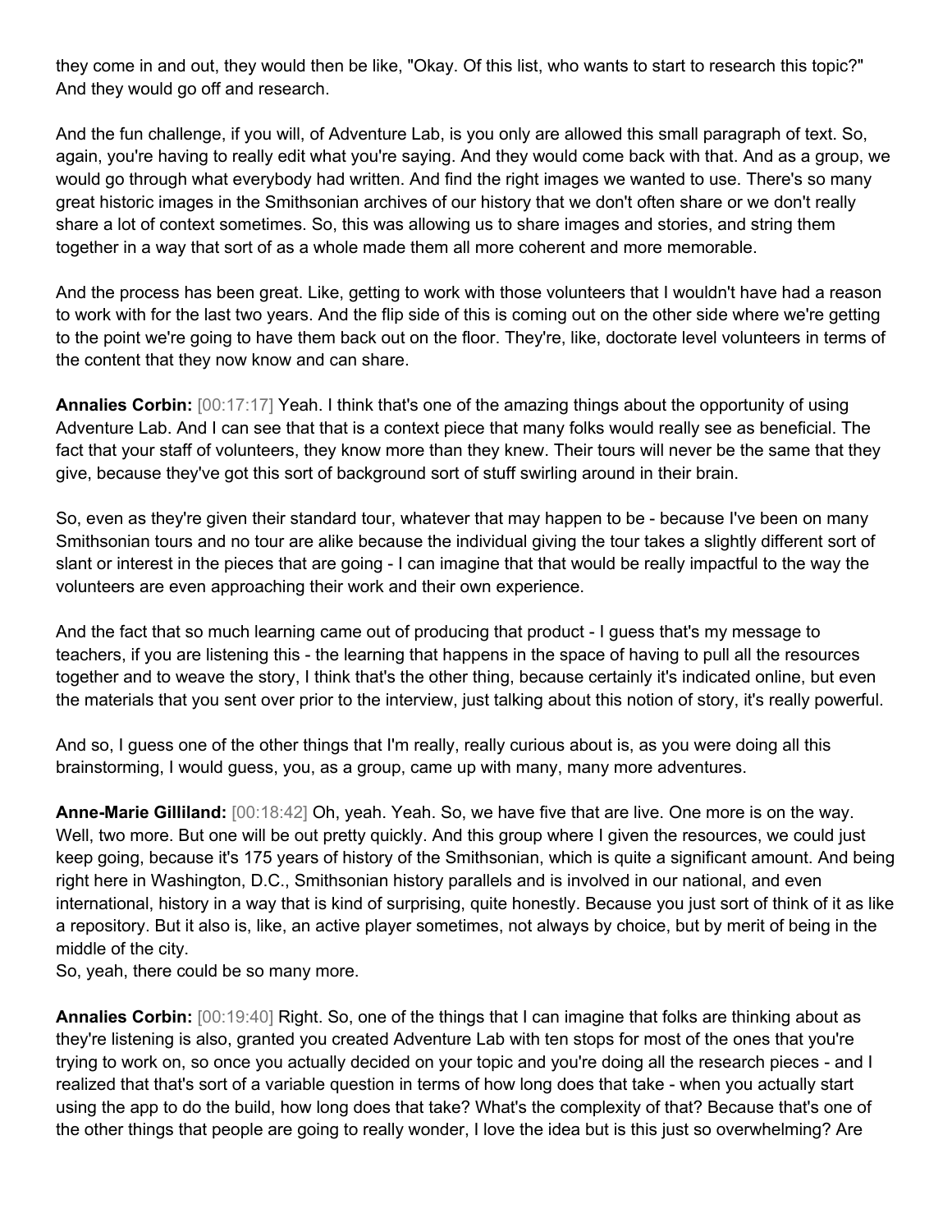they come in and out, they would then be like, "Okay. Of this list, who wants to start to research this topic?" And they would go off and research.

And the fun challenge, if you will, of Adventure Lab, is you only are allowed this small paragraph of text. So, again, you're having to really edit what you're saying. And they would come back with that. And as a group, we would go through what everybody had written. And find the right images we wanted to use. There's so many great historic images in the Smithsonian archives of our history that we don't often share or we don't really share a lot of context sometimes. So, this was allowing us to share images and stories, and string them together in a way that sort of as a whole made them all more coherent and more memorable.

And the process has been great. Like, getting to work with those volunteers that I wouldn't have had a reason to work with for the last two years. And the flip side of this is coming out on the other side where we're getting to the point we're going to have them back out on the floor. They're, like, doctorate level volunteers in terms of the content that they now know and can share.

**Annalies Corbin:** [00:17:17] Yeah. I think that's one of the amazing things about the opportunity of using Adventure Lab. And I can see that that is a context piece that many folks would really see as beneficial. The fact that your staff of volunteers, they know more than they knew. Their tours will never be the same that they give, because they've got this sort of background sort of stuff swirling around in their brain.

So, even as they're given their standard tour, whatever that may happen to be - because I've been on many Smithsonian tours and no tour are alike because the individual giving the tour takes a slightly different sort of slant or interest in the pieces that are going - I can imagine that that would be really impactful to the way the volunteers are even approaching their work and their own experience.

And the fact that so much learning came out of producing that product - I guess that's my message to teachers, if you are listening this - the learning that happens in the space of having to pull all the resources together and to weave the story, I think that's the other thing, because certainly it's indicated online, but even the materials that you sent over prior to the interview, just talking about this notion of story, it's really powerful.

And so, I guess one of the other things that I'm really, really curious about is, as you were doing all this brainstorming, I would guess, you, as a group, came up with many, many more adventures.

**Anne-Marie Gilliland:** [00:18:42] Oh, yeah. Yeah. So, we have five that are live. One more is on the way. Well, two more. But one will be out pretty quickly. And this group where I given the resources, we could just keep going, because it's 175 years of history of the Smithsonian, which is quite a significant amount. And being right here in Washington, D.C., Smithsonian history parallels and is involved in our national, and even international, history in a way that is kind of surprising, quite honestly. Because you just sort of think of it as like a repository. But it also is, like, an active player sometimes, not always by choice, but by merit of being in the middle of the city.
So, yeah, there could be so many more.

**Annalies Corbin:** [00:19:40] Right. So, one of the things that I can imagine that folks are thinking about as they're listening is also, granted you created Adventure Lab with ten stops for most of the ones that you're trying to work on, so once you actually decided on your topic and you're doing all the research pieces - and I realized that that's sort of a variable question in terms of how long does that take - when you actually start using the app to do the build, how long does that take? What's the complexity of that? Because that's one of the other things that people are going to really wonder, I love the idea but is this just so overwhelming? Are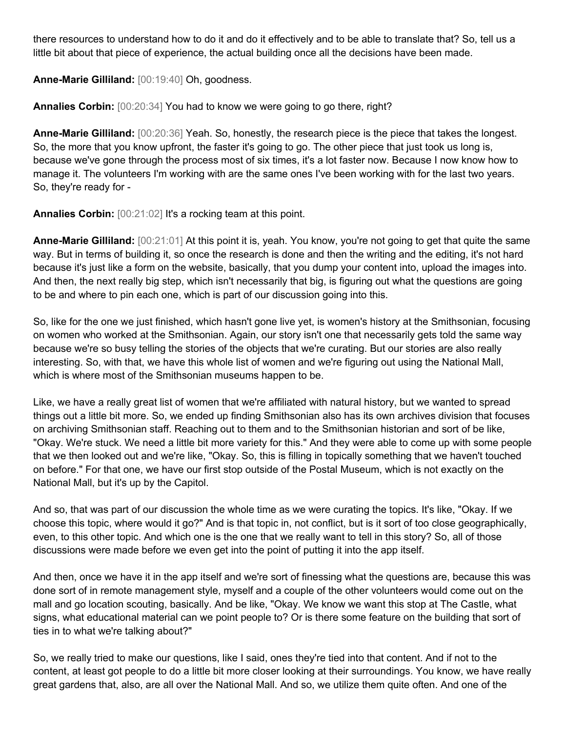there resources to understand how to do it and do it effectively and to be able to translate that? So, tell us a little bit about that piece of experience, the actual building once all the decisions have been made.

**Anne-Marie Gilliland:** [00:19:40] Oh, goodness.

**Annalies Corbin:** [00:20:34] You had to know we were going to go there, right?

**Anne-Marie Gilliland:** [00:20:36] Yeah. So, honestly, the research piece is the piece that takes the longest. So, the more that you know upfront, the faster it's going to go. The other piece that just took us long is, because we've gone through the process most of six times, it's a lot faster now. Because I now know how to manage it. The volunteers I'm working with are the same ones I've been working with for the last two years. So, they're ready for -

**Annalies Corbin:** [00:21:02] It's a rocking team at this point.

**Anne-Marie Gilliland:** [00:21:01] At this point it is, yeah. You know, you're not going to get that quite the same way. But in terms of building it, so once the research is done and then the writing and the editing, it's not hard because it's just like a form on the website, basically, that you dump your content into, upload the images into. And then, the next really big step, which isn't necessarily that big, is figuring out what the questions are going to be and where to pin each one, which is part of our discussion going into this.

So, like for the one we just finished, which hasn't gone live yet, is women's history at the Smithsonian, focusing on women who worked at the Smithsonian. Again, our story isn't one that necessarily gets told the same way because we're so busy telling the stories of the objects that we're curating. But our stories are also really interesting. So, with that, we have this whole list of women and we're figuring out using the National Mall, which is where most of the Smithsonian museums happen to be.

Like, we have a really great list of women that we're affiliated with natural history, but we wanted to spread things out a little bit more. So, we ended up finding Smithsonian also has its own archives division that focuses on archiving Smithsonian staff. Reaching out to them and to the Smithsonian historian and sort of be like, "Okay. We're stuck. We need a little bit more variety for this." And they were able to come up with some people that we then looked out and we're like, "Okay. So, this is filling in topically something that we haven't touched on before." For that one, we have our first stop outside of the Postal Museum, which is not exactly on the National Mall, but it's up by the Capitol.

And so, that was part of our discussion the whole time as we were curating the topics. It's like, "Okay. If we choose this topic, where would it go?" And is that topic in, not conflict, but is it sort of too close geographically, even, to this other topic. And which one is the one that we really want to tell in this story? So, all of those discussions were made before we even get into the point of putting it into the app itself.

And then, once we have it in the app itself and we're sort of finessing what the questions are, because this was done sort of in remote management style, myself and a couple of the other volunteers would come out on the mall and go location scouting, basically. And be like, "Okay. We know we want this stop at The Castle, what signs, what educational material can we point people to? Or is there some feature on the building that sort of ties in to what we're talking about?"

So, we really tried to make our questions, like I said, ones they're tied into that content. And if not to the content, at least got people to do a little bit more closer looking at their surroundings. You know, we have really great gardens that, also, are all over the National Mall. And so, we utilize them quite often. And one of the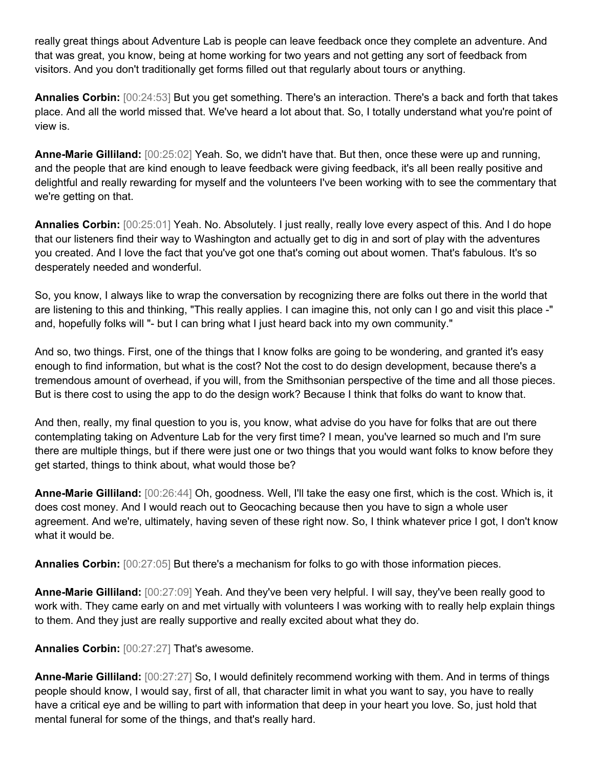really great things about Adventure Lab is people can leave feedback once they complete an adventure. And that was great, you know, being at home working for two years and not getting any sort of feedback from visitors. And you don't traditionally get forms filled out that regularly about tours or anything.

**Annalies Corbin:** [00:24:53] But you get something. There's an interaction. There's a back and forth that takes place. And all the world missed that. We've heard a lot about that. So, I totally understand what you're point of view is.

**Anne-Marie Gilliland:** [00:25:02] Yeah. So, we didn't have that. But then, once these were up and running, and the people that are kind enough to leave feedback were giving feedback, it's all been really positive and delightful and really rewarding for myself and the volunteers I've been working with to see the commentary that we're getting on that.

**Annalies Corbin:** [00:25:01] Yeah. No. Absolutely. I just really, really love every aspect of this. And I do hope that our listeners find their way to Washington and actually get to dig in and sort of play with the adventures you created. And I love the fact that you've got one that's coming out about women. That's fabulous. It's so desperately needed and wonderful.

So, you know, I always like to wrap the conversation by recognizing there are folks out there in the world that are listening to this and thinking, "This really applies. I can imagine this, not only can I go and visit this place -" and, hopefully folks will "- but I can bring what I just heard back into my own community."

And so, two things. First, one of the things that I know folks are going to be wondering, and granted it's easy enough to find information, but what is the cost? Not the cost to do design development, because there's a tremendous amount of overhead, if you will, from the Smithsonian perspective of the time and all those pieces. But is there cost to using the app to do the design work? Because I think that folks do want to know that.

And then, really, my final question to you is, you know, what advise do you have for folks that are out there contemplating taking on Adventure Lab for the very first time? I mean, you've learned so much and I'm sure there are multiple things, but if there were just one or two things that you would want folks to know before they get started, things to think about, what would those be?

**Anne-Marie Gilliland:** [00:26:44] Oh, goodness. Well, I'll take the easy one first, which is the cost. Which is, it does cost money. And I would reach out to Geocaching because then you have to sign a whole user agreement. And we're, ultimately, having seven of these right now. So, I think whatever price I got, I don't know what it would be.

**Annalies Corbin:** [00:27:05] But there's a mechanism for folks to go with those information pieces.

**Anne-Marie Gilliland:** [00:27:09] Yeah. And they've been very helpful. I will say, they've been really good to work with. They came early on and met virtually with volunteers I was working with to really help explain things to them. And they just are really supportive and really excited about what they do.

**Annalies Corbin:** [00:27:27] That's awesome.

**Anne-Marie Gilliland:** [00:27:27] So, I would definitely recommend working with them. And in terms of things people should know, I would say, first of all, that character limit in what you want to say, you have to really have a critical eye and be willing to part with information that deep in your heart you love. So, just hold that mental funeral for some of the things, and that's really hard.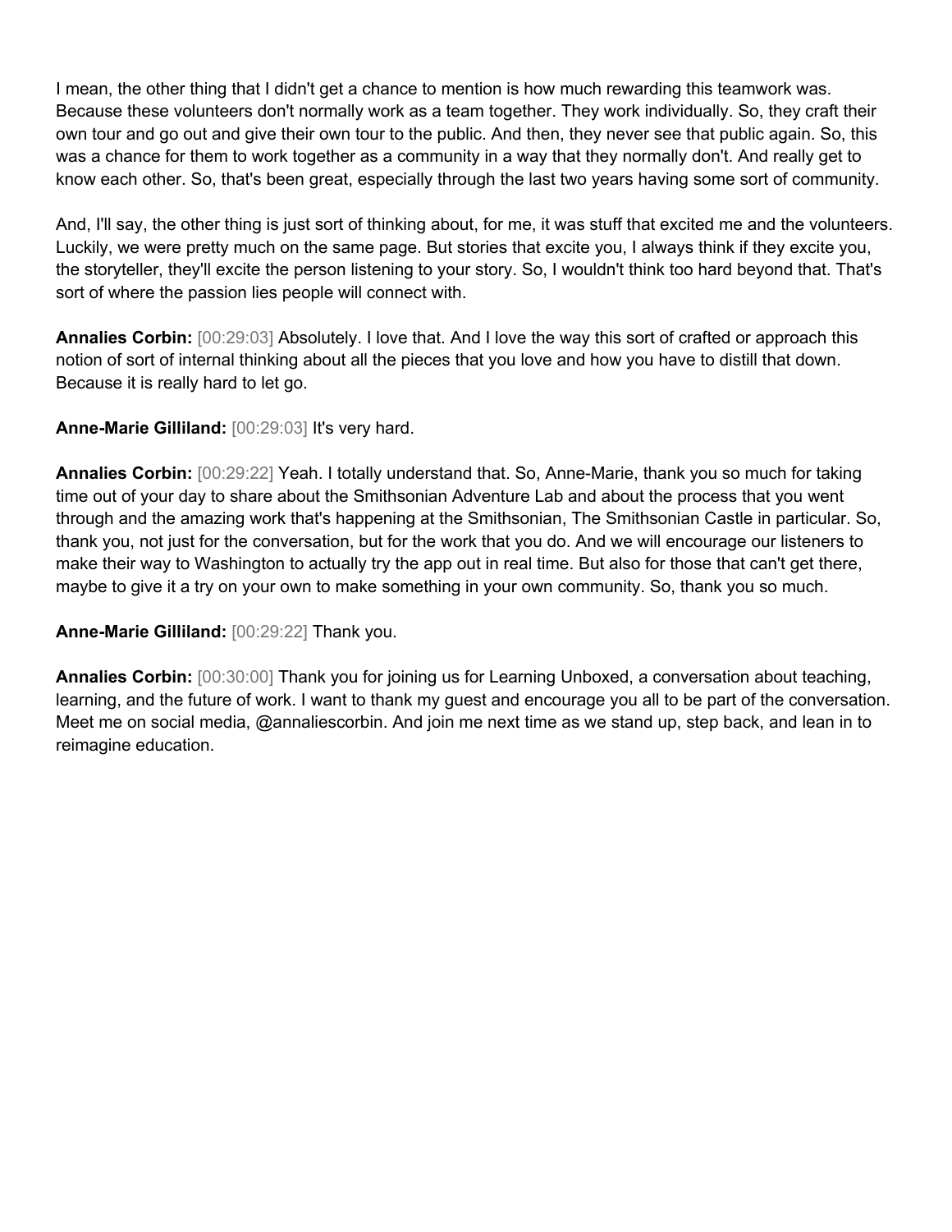I mean, the other thing that I didn't get a chance to mention is how much rewarding this teamwork was. Because these volunteers don't normally work as a team together. They work individually. So, they craft their own tour and go out and give their own tour to the public. And then, they never see that public again. So, this was a chance for them to work together as a community in a way that they normally don't. And really get to know each other. So, that's been great, especially through the last two years having some sort of community.

And, I'll say, the other thing is just sort of thinking about, for me, it was stuff that excited me and the volunteers. Luckily, we were pretty much on the same page. But stories that excite you, I always think if they excite you, the storyteller, they'll excite the person listening to your story. So, I wouldn't think too hard beyond that. That's sort of where the passion lies people will connect with.

**Annalies Corbin:** [00:29:03] Absolutely. I love that. And I love the way this sort of crafted or approach this notion of sort of internal thinking about all the pieces that you love and how you have to distill that down. Because it is really hard to let go.

**Anne-Marie Gilliland:** [00:29:03] It's very hard.

**Annalies Corbin:** [00:29:22] Yeah. I totally understand that. So, Anne-Marie, thank you so much for taking time out of your day to share about the Smithsonian Adventure Lab and about the process that you went through and the amazing work that's happening at the Smithsonian, The Smithsonian Castle in particular. So, thank you, not just for the conversation, but for the work that you do. And we will encourage our listeners to make their way to Washington to actually try the app out in real time. But also for those that can't get there, maybe to give it a try on your own to make something in your own community. So, thank you so much.

**Anne-Marie Gilliland:** [00:29:22] Thank you.

**Annalies Corbin:** [00:30:00] Thank you for joining us for Learning Unboxed, a conversation about teaching, learning, and the future of work. I want to thank my guest and encourage you all to be part of the conversation. Meet me on social media, @annaliescorbin. And join me next time as we stand up, step back, and lean in to reimagine education.